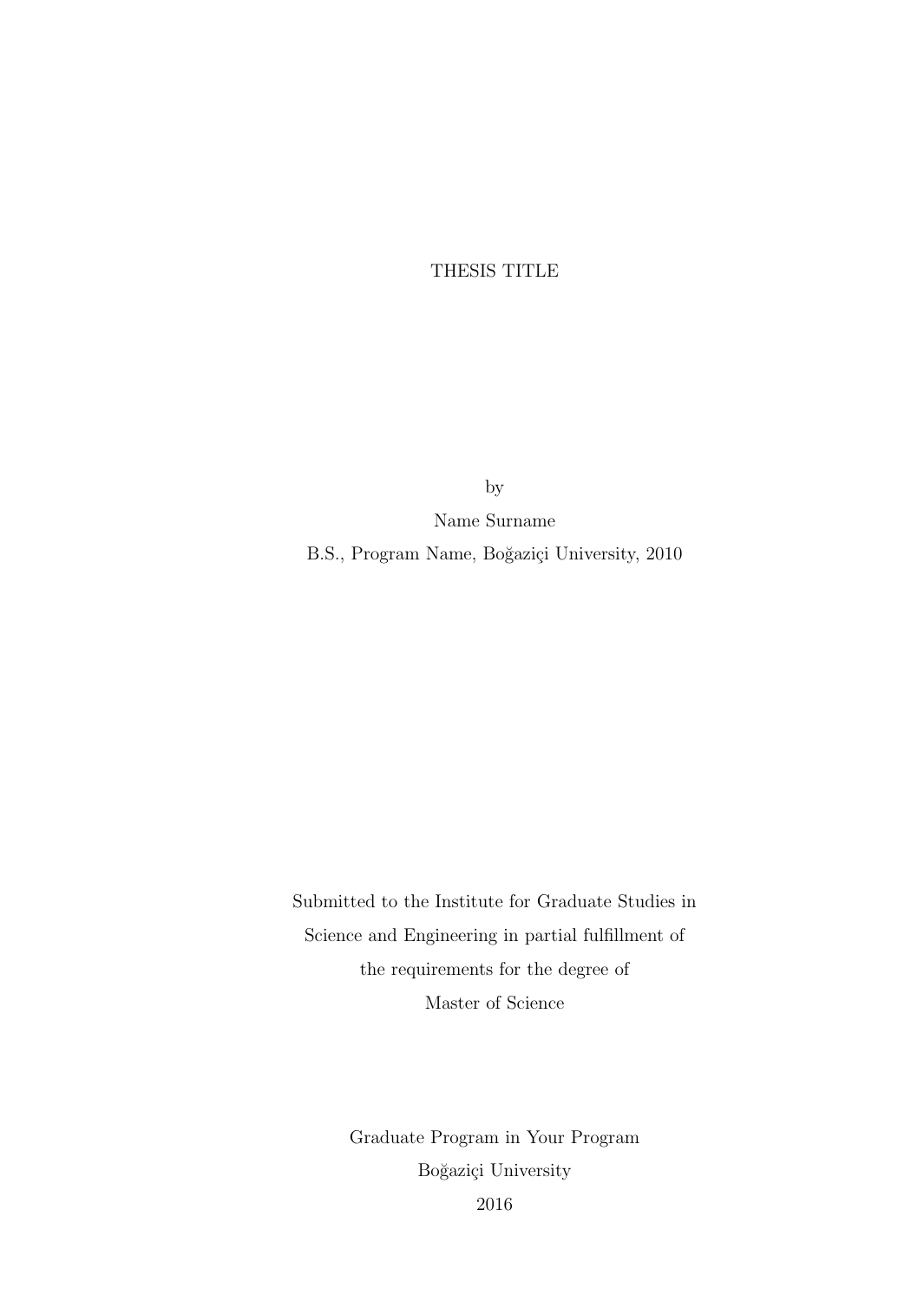# THESIS TITLE

by

Name Surname

B.S., Program Name, Boğaziçi University, 2010

Submitted to the Institute for Graduate Studies in
Science and Engineering in partial fulfillment of
the requirements for the degree of
Master of Science

Graduate Program in Your Program
Boğaziçi University
2016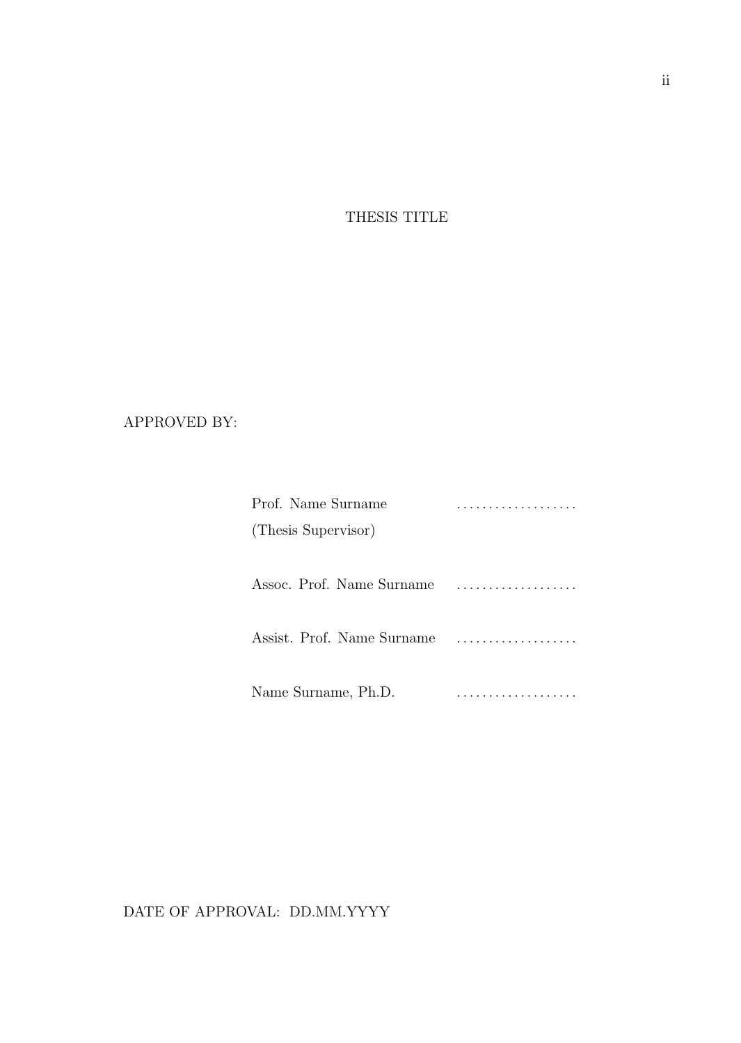THESIS TITLE

APPROVED BY:

| | |
|---|---|
| Prof. Name Surname<br>(Thesis Supervisor) | ................... |
| Assoc. Prof. Name Surname | ................... |
| Assist. Prof. Name Surname | ................... |
| Name Surname, Ph.D. | ................... |

DATE OF APPROVAL: DD.MM.YYYY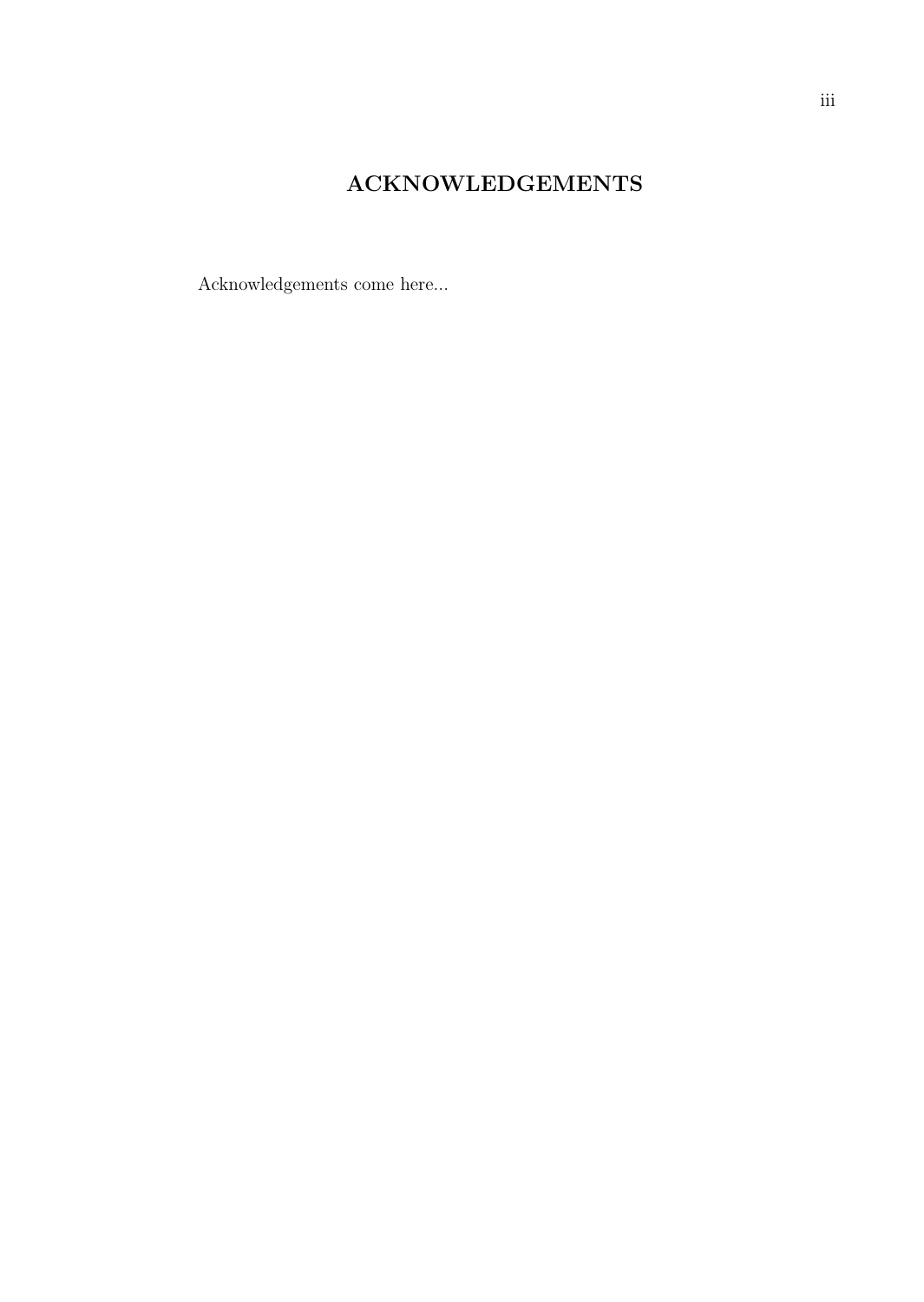# ACKNOWLEDGEMENTS

Acknowledgements come here...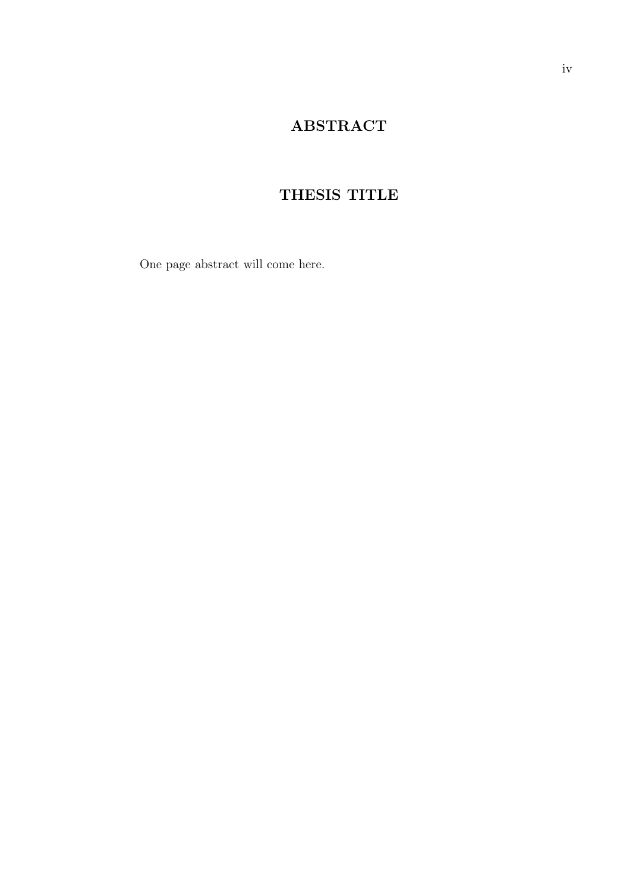# ABSTRACT

## THESIS TITLE

One page abstract will come here.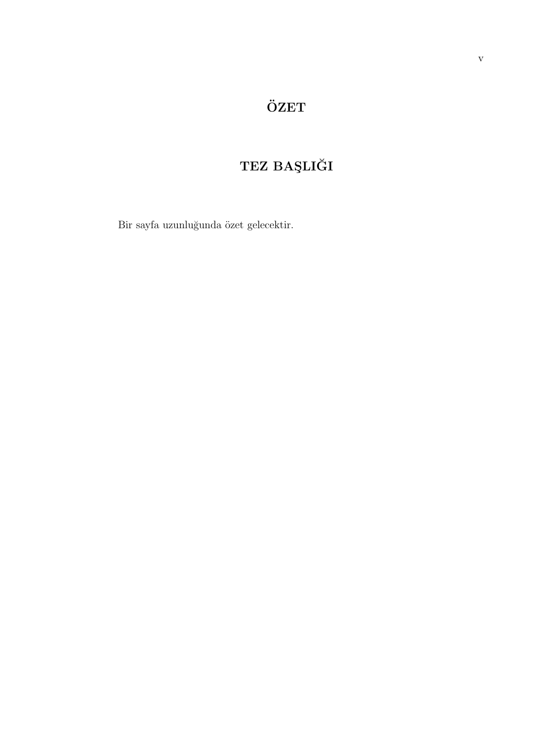# ÖZET

## TEZ BAŞLIĞI

Bir sayfa uzunluğunda özet gelecektir.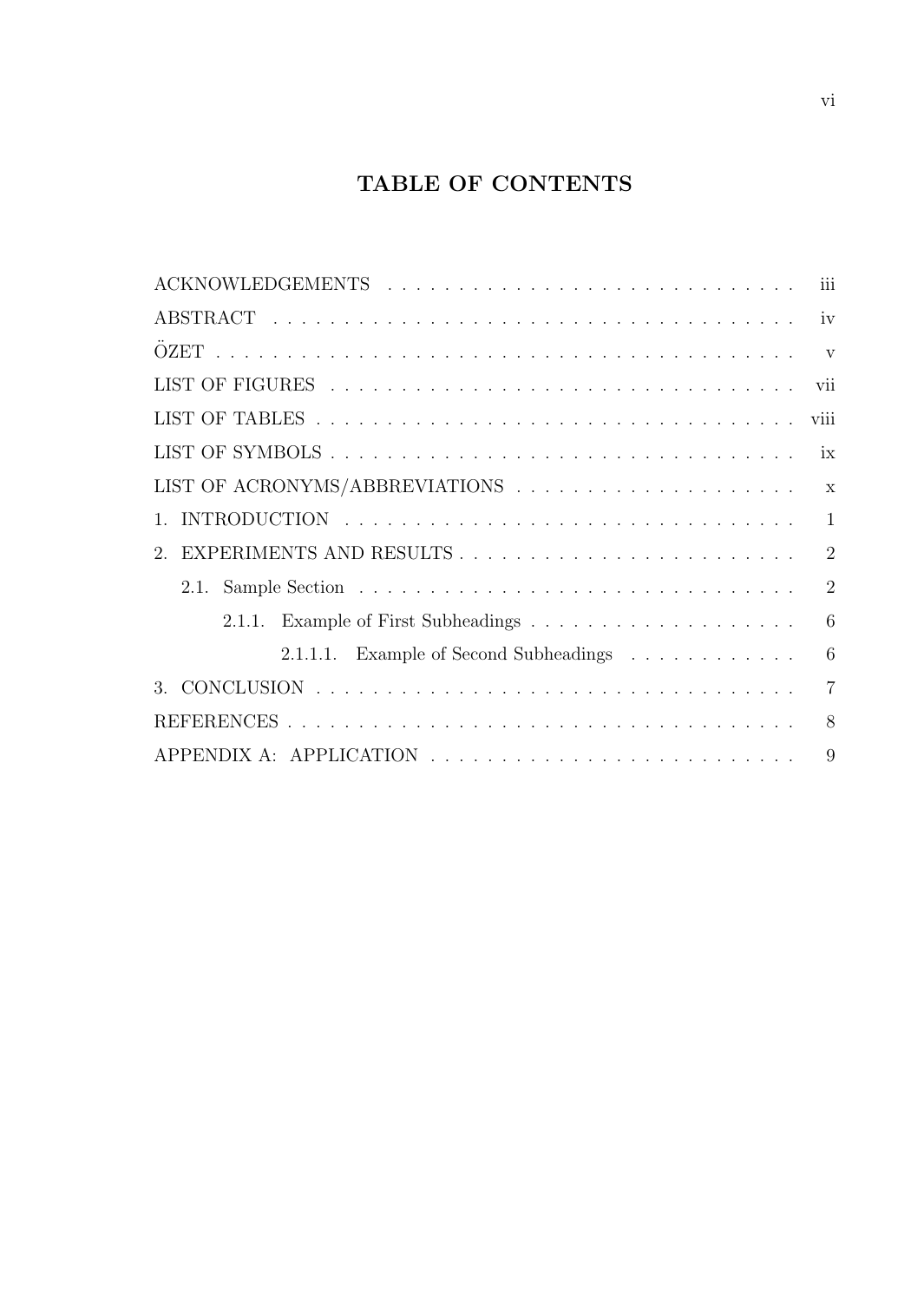# TABLE OF CONTENTS

ACKNOWLEDGEMENTS . . . . . . . . . . . . . . . . . . . . . . . . . . . . . iii

ABSTRACT . . . . . . . . . . . . . . . . . . . . . . . . . . . . . . . . . . . iv

ÖZET . . . . . . . . . . . . . . . . . . . . . . . . . . . . . . . . . . . . . . v

LIST OF FIGURES . . . . . . . . . . . . . . . . . . . . . . . . . . . . . . . vii

LIST OF TABLES . . . . . . . . . . . . . . . . . . . . . . . . . . . . . . . . viii

LIST OF SYMBOLS . . . . . . . . . . . . . . . . . . . . . . . . . . . . . . . ix

LIST OF ACRONYMS/ABBREVIATIONS . . . . . . . . . . . . . . . . . . . . x

1. INTRODUCTION . . . . . . . . . . . . . . . . . . . . . . . . . . . . . . . 1

2. EXPERIMENTS AND RESULTS . . . . . . . . . . . . . . . . . . . . . . . . 2

    2.1. Sample Section . . . . . . . . . . . . . . . . . . . . . . . . . . . . . 2

        2.1.1. Example of First Subheadings . . . . . . . . . . . . . . . . . . . 6

            2.1.1.1. Example of Second Subheadings . . . . . . . . . . . . 6

3. CONCLUSION . . . . . . . . . . . . . . . . . . . . . . . . . . . . . . . . . 7

REFERENCES . . . . . . . . . . . . . . . . . . . . . . . . . . . . . . . . . . 8

APPENDIX A: APPLICATION . . . . . . . . . . . . . . . . . . . . . . . . . 9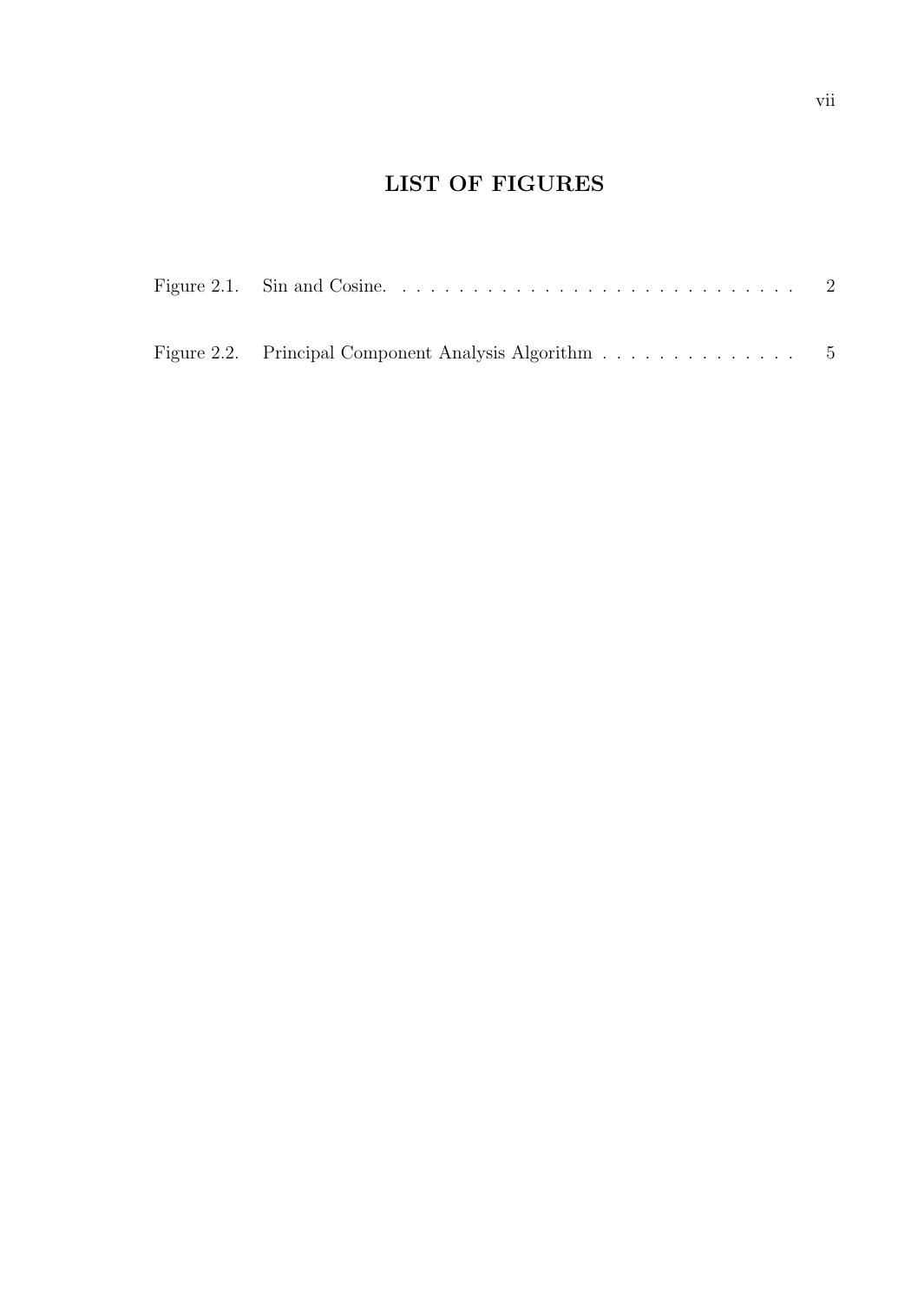# LIST OF FIGURES

Figure 2.1. Sin and Cosine. . . . . . . . . . . . . . . . . . . . . . . . . . . . . 2

Figure 2.2. Principal Component Analysis Algorithm . . . . . . . . . . . . . . 5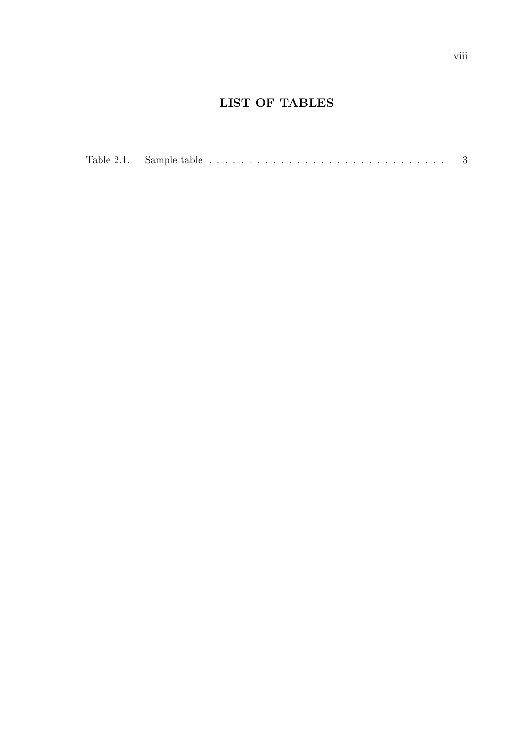# LIST OF TABLES

Table 2.1. Sample table . . . . . . . . . . . . . . . . . . . . . . . . . . . . . . . 3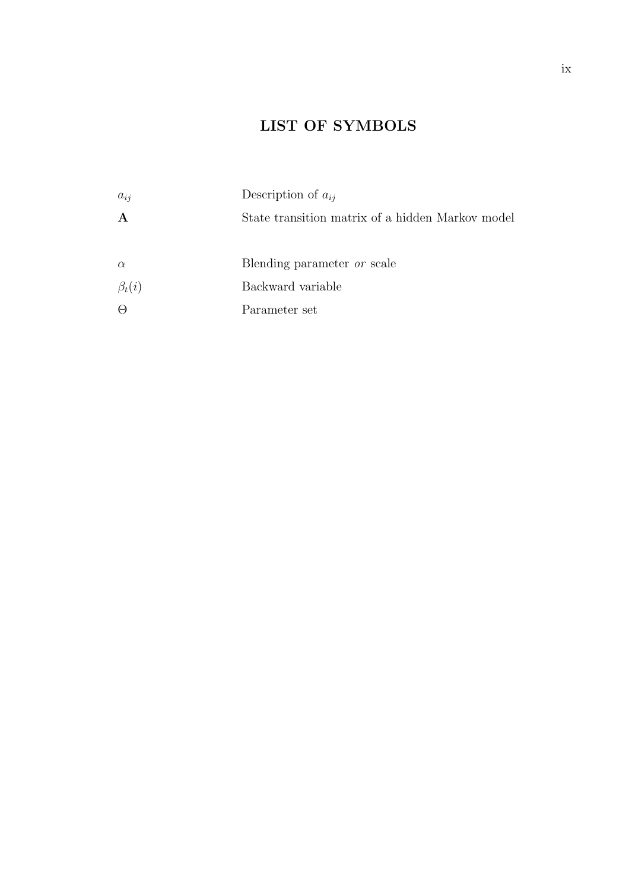# LIST OF SYMBOLS

| | |
|---|---|
| $a_{ij}$ | Description of $a_{ij}$ |
| $\mathbf{A}$ | State transition matrix of a hidden Markov model |
| | |
| $\alpha$ | Blending parameter *or* scale |
| $\beta_t(i)$ | Backward variable |
| $\Theta$ | Parameter set |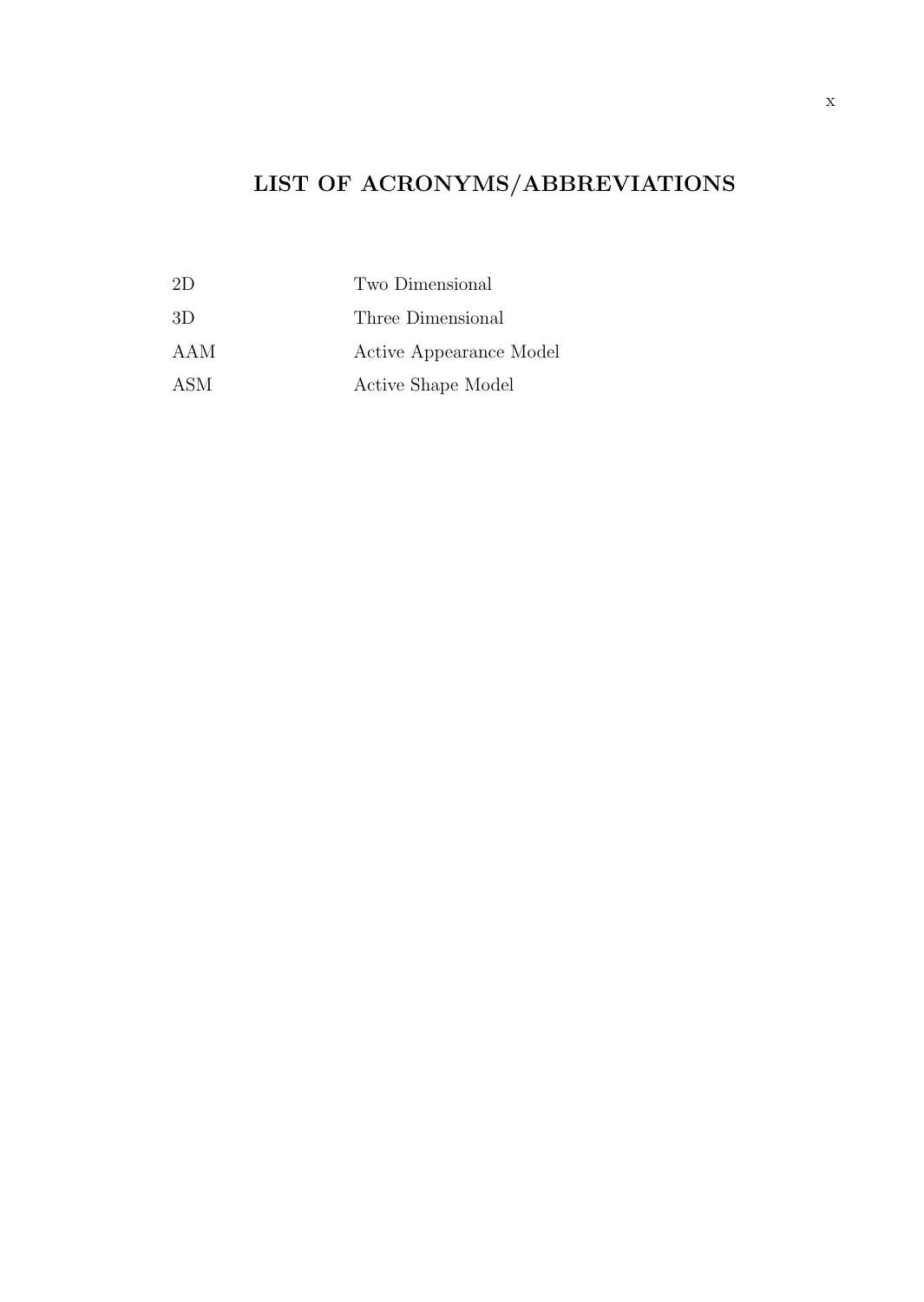# LIST OF ACRONYMS/ABBREVIATIONS

| | |
|---|---|
| 2D | Two Dimensional |
| 3D | Three Dimensional |
| AAM | Active Appearance Model |
| ASM | Active Shape Model |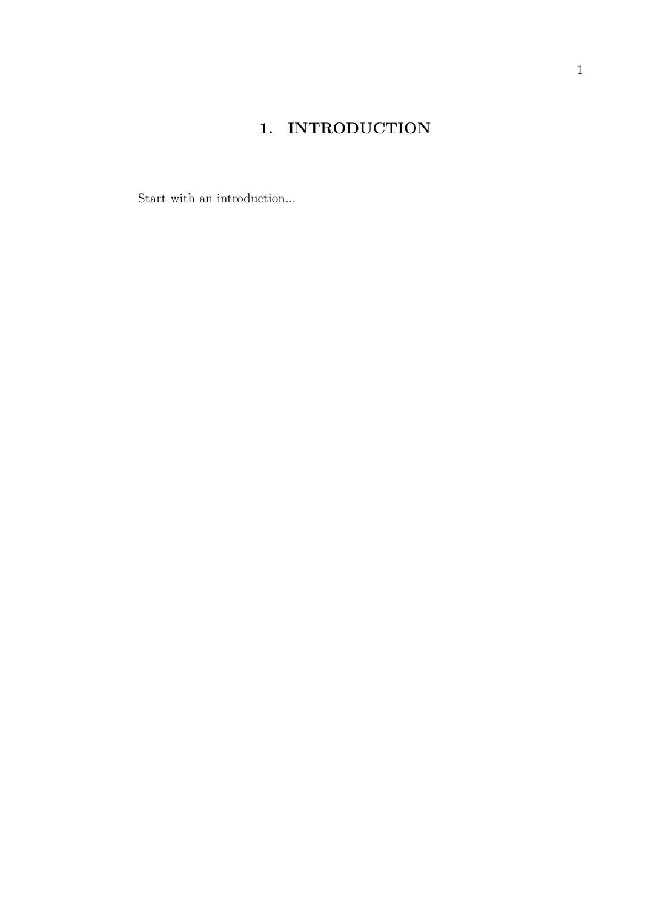# 1. INTRODUCTION

Start with an introduction...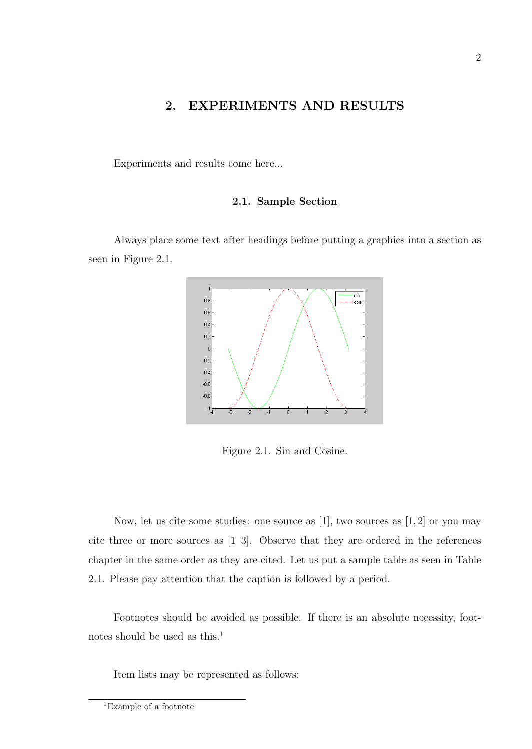# 2. EXPERIMENTS AND RESULTS

Experiments and results come here...

## 2.1. Sample Section

Always place some text after headings before putting a graphics into a section as seen in Figure 2.1.

Figure 2.1. Sin and Cosine.

Now, let us cite some studies: one source as [1], two sources as [1, 2] or you may cite three or more sources as [1–3]. Observe that they are ordered in the references chapter in the same order as they are cited. Let us put a sample table as seen in Table 2.1. Please pay attention that the caption is followed by a period.

Footnotes should be avoided as possible. If there is an absolute necessity, footnotes should be used as this.[1]

Item lists may be represented as follows:

[1] Example of a footnote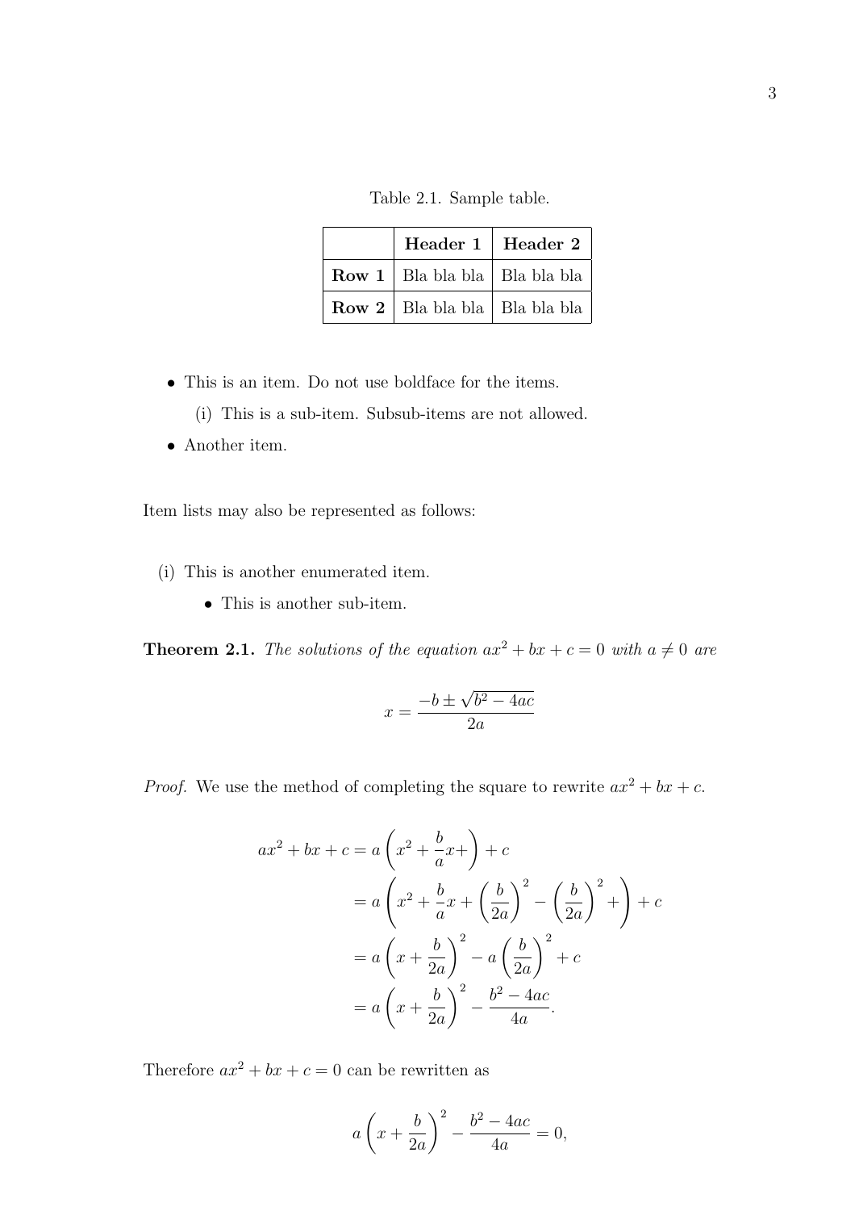Table 2.1. Sample table.

| | **Header 1** | **Header 2** |
|---|---|---|
| **Row 1** | Bla bla bla | Bla bla bla |
| **Row 2** | Bla bla bla | Bla bla bla |

- This is an item. Do not use boldface for the items.
  (i) This is a sub-item. Subsub-items are not allowed.
- Another item.

Item lists may also be represented as follows:

(i) This is another enumerated item.
  - This is another sub-item.

**Theorem 2.1.** *The solutions of the equation* $ax^2 + bx + c = 0$ *with* $a \neq 0$ *are*

$$x = \frac{-b \pm \sqrt{b^2 - 4ac}}{2a}$$

*Proof.* We use the method of completing the square to rewrite $ax^2 + bx + c$.

$$\begin{aligned}
ax^2 + bx + c &= a\left(x^2 + \frac{b}{a}x +\right) + c \\
&= a\left(x^2 + \frac{b}{a}x + \left(\frac{b}{2a}\right)^2 - \left(\frac{b}{2a}\right)^2 +\right) + c \\
&= a\left(x + \frac{b}{2a}\right)^2 - a\left(\frac{b}{2a}\right)^2 + c \\
&= a\left(x + \frac{b}{2a}\right)^2 - \frac{b^2 - 4ac}{4a}.
\end{aligned}$$

Therefore $ax^2 + bx + c = 0$ can be rewritten as

$$a\left(x + \frac{b}{2a}\right)^2 - \frac{b^2 - 4ac}{4a} = 0,$$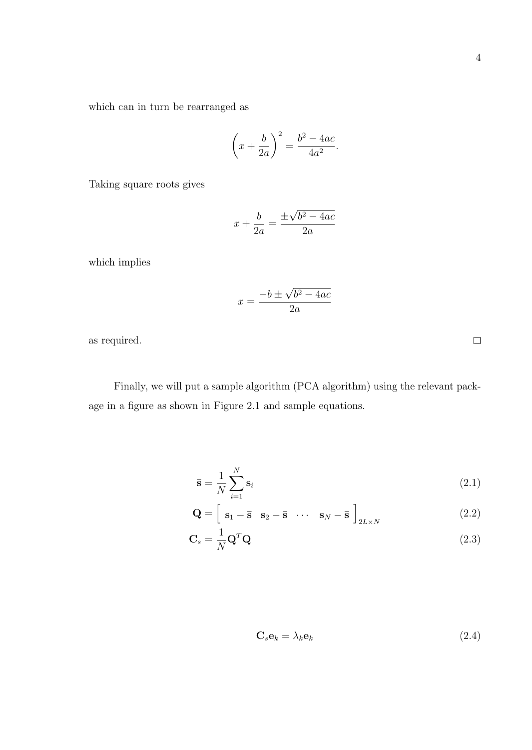which can in turn be rearranged as

$$\left(x + \frac{b}{2a}\right)^2 = \frac{b^2 - 4ac}{4a^2}.$$

Taking square roots gives

$$x + \frac{b}{2a} = \frac{\pm\sqrt{b^2 - 4ac}}{2a}$$

which implies

$$x = \frac{-b \pm \sqrt{b^2 - 4ac}}{2a}$$

as required. □

Finally, we will put a sample algorithm (PCA algorithm) using the relevant package in a figure as shown in Figure 2.1 and sample equations.

$$\bar{\mathbf{s}} = \frac{1}{N}\sum_{i=1}^{N}\mathbf{s}_i \tag{2.1}$$

$$\mathbf{Q} = \left[\begin{array}{cccc} \mathbf{s}_1 - \bar{\mathbf{s}} & \mathbf{s}_2 - \bar{\mathbf{s}} & \cdots & \mathbf{s}_N - \bar{\mathbf{s}} \end{array}\right]_{2L \times N} \tag{2.2}$$

$$\mathbf{C}_s = \frac{1}{N}\mathbf{Q}^T\mathbf{Q} \tag{2.3}$$

$$\mathbf{C}_s\mathbf{e}_k = \lambda_k\mathbf{e}_k \tag{2.4}$$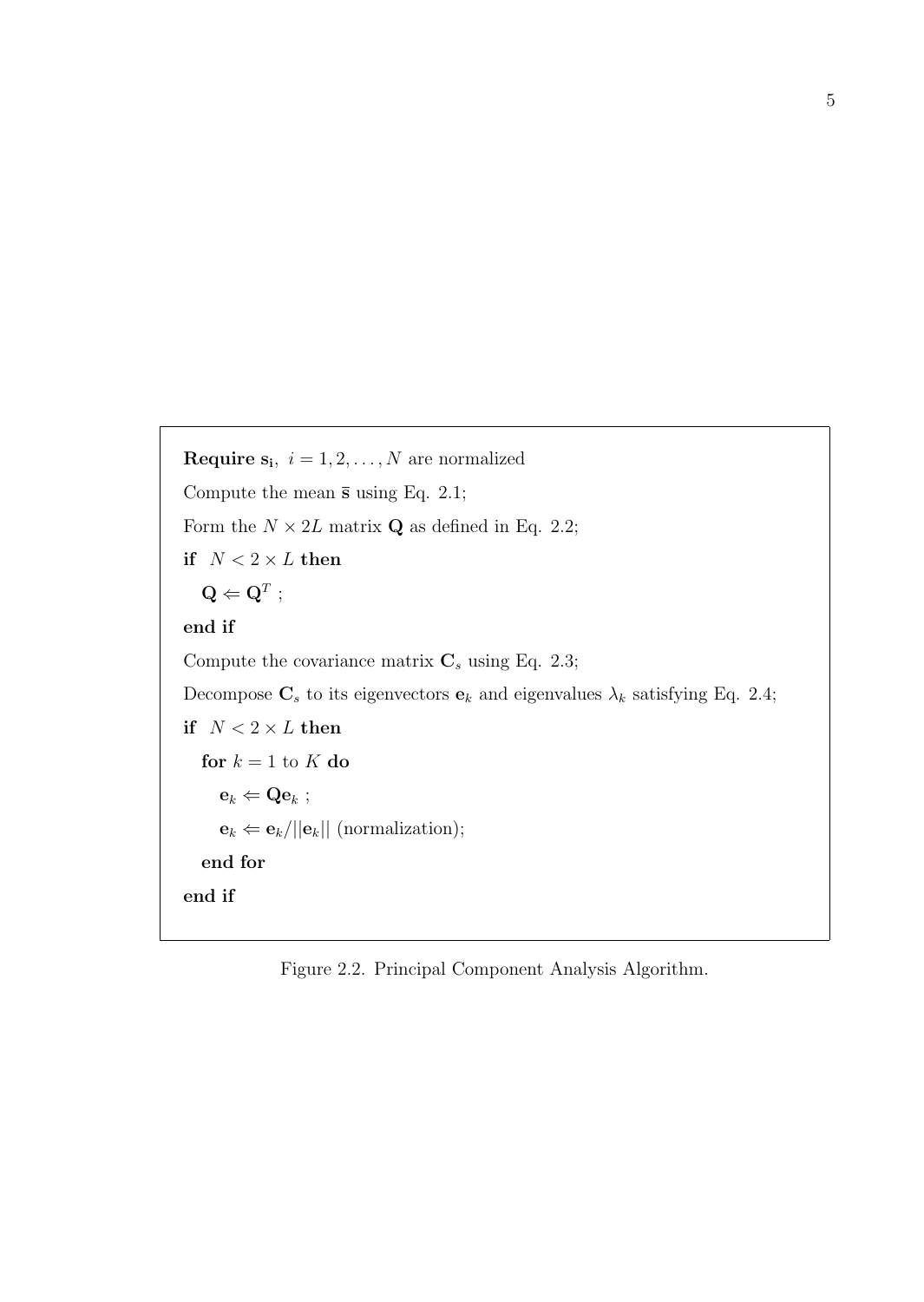**Require** $\mathbf{s_i},\ i = 1, 2, \ldots, N$ are normalized

Compute the mean $\bar{\mathbf{s}}$ using Eq. 2.1;

Form the $N \times 2L$ matrix $\mathbf{Q}$ as defined in Eq. 2.2;

**if** $N < 2 \times L$ **then**

  $\mathbf{Q} \Leftarrow \mathbf{Q}^T$ ;

**end if**

Compute the covariance matrix $\mathbf{C}_s$ using Eq. 2.3;

Decompose $\mathbf{C}_s$ to its eigenvectors $\mathbf{e}_k$ and eigenvalues $\lambda_k$ satisfying Eq. 2.4;

**if** $N < 2 \times L$ **then**

  **for** $k = 1$ to $K$ **do**

    $\mathbf{e}_k \Leftarrow \mathbf{Q}\mathbf{e}_k$ ;

    $\mathbf{e}_k \Leftarrow \mathbf{e}_k / ||\mathbf{e}_k||$ (normalization);

  **end for**

**end if**

Figure 2.2. Principal Component Analysis Algorithm.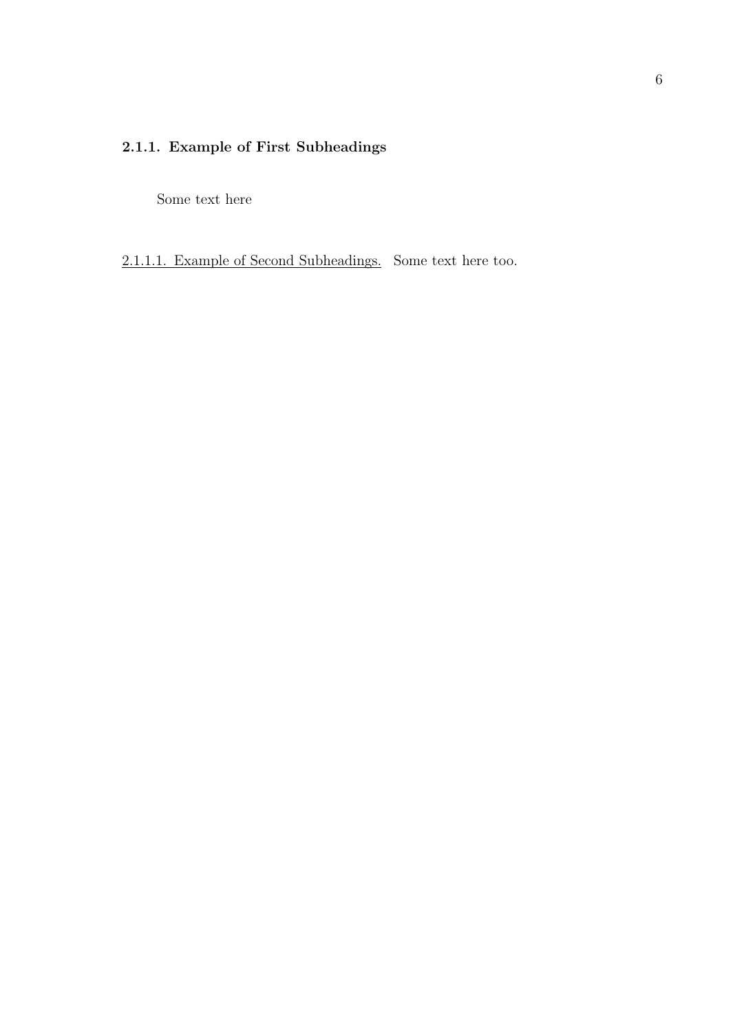### 2.1.1. Example of First Subheadings

Some text here

2.1.1.1. Example of Second Subheadings. Some text here too.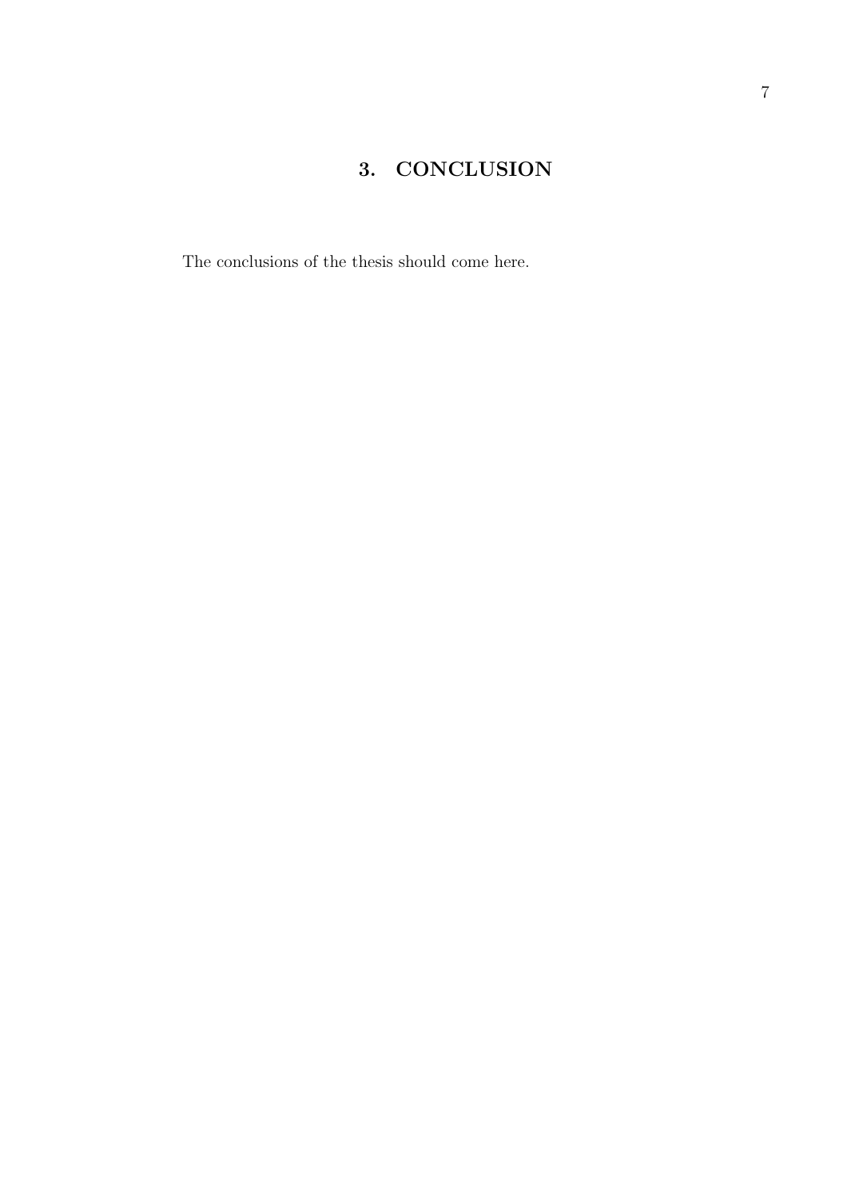# 3. CONCLUSION

The conclusions of the thesis should come here.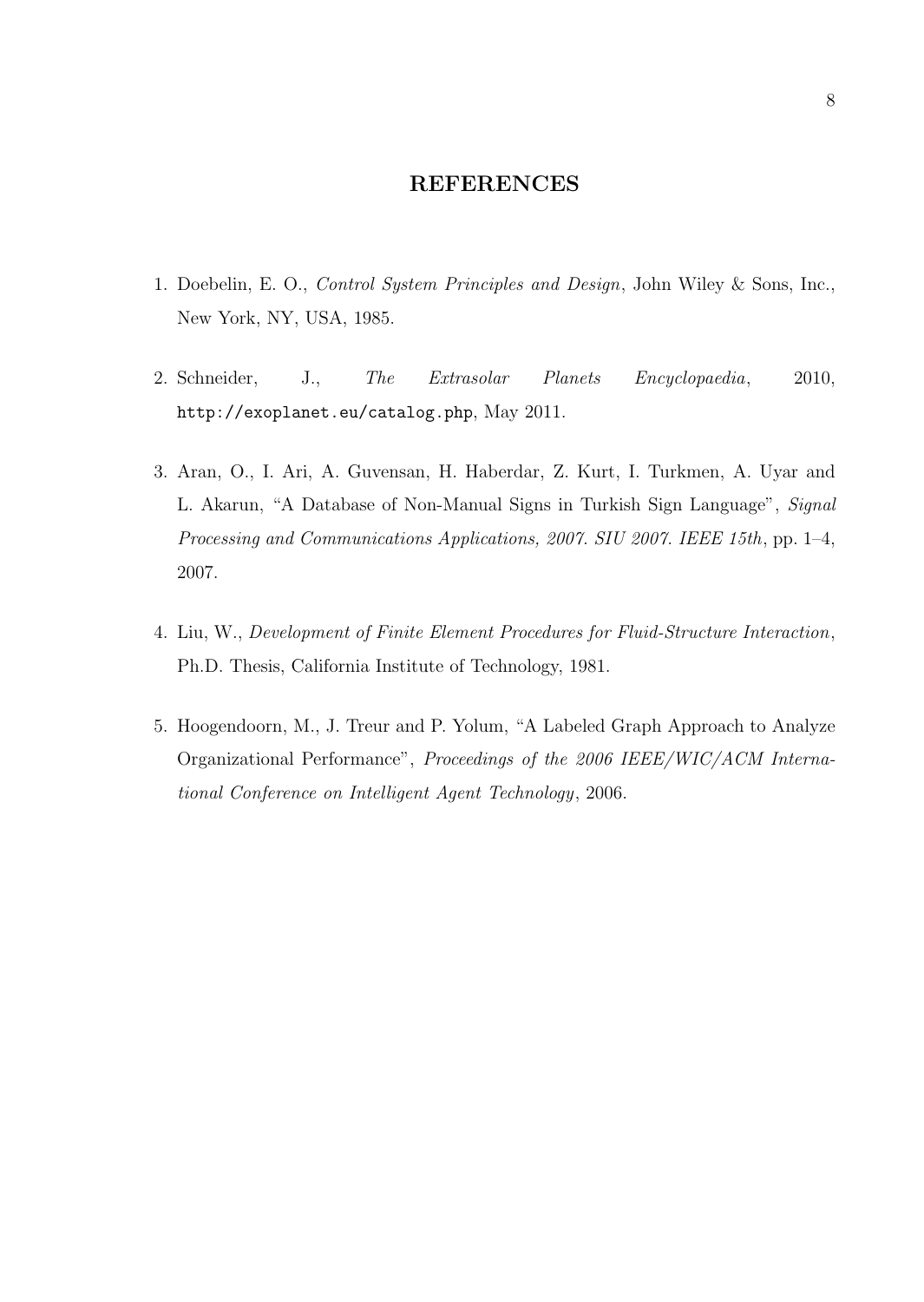# REFERENCES

1. Doebelin, E. O., *Control System Principles and Design*, John Wiley & Sons, Inc., New York, NY, USA, 1985.

2. Schneider, J., *The Extrasolar Planets Encyclopaedia*, 2010, `http://exoplanet.eu/catalog.php`, May 2011.

3. Aran, O., I. Ari, A. Guvensan, H. Haberdar, Z. Kurt, I. Turkmen, A. Uyar and L. Akarun, "A Database of Non-Manual Signs in Turkish Sign Language", *Signal Processing and Communications Applications, 2007. SIU 2007. IEEE 15th*, pp. 1–4, 2007.

4. Liu, W., *Development of Finite Element Procedures for Fluid-Structure Interaction*, Ph.D. Thesis, California Institute of Technology, 1981.

5. Hoogendoorn, M., J. Treur and P. Yolum, "A Labeled Graph Approach to Analyze Organizational Performance", *Proceedings of the 2006 IEEE/WIC/ACM International Conference on Intelligent Agent Technology*, 2006.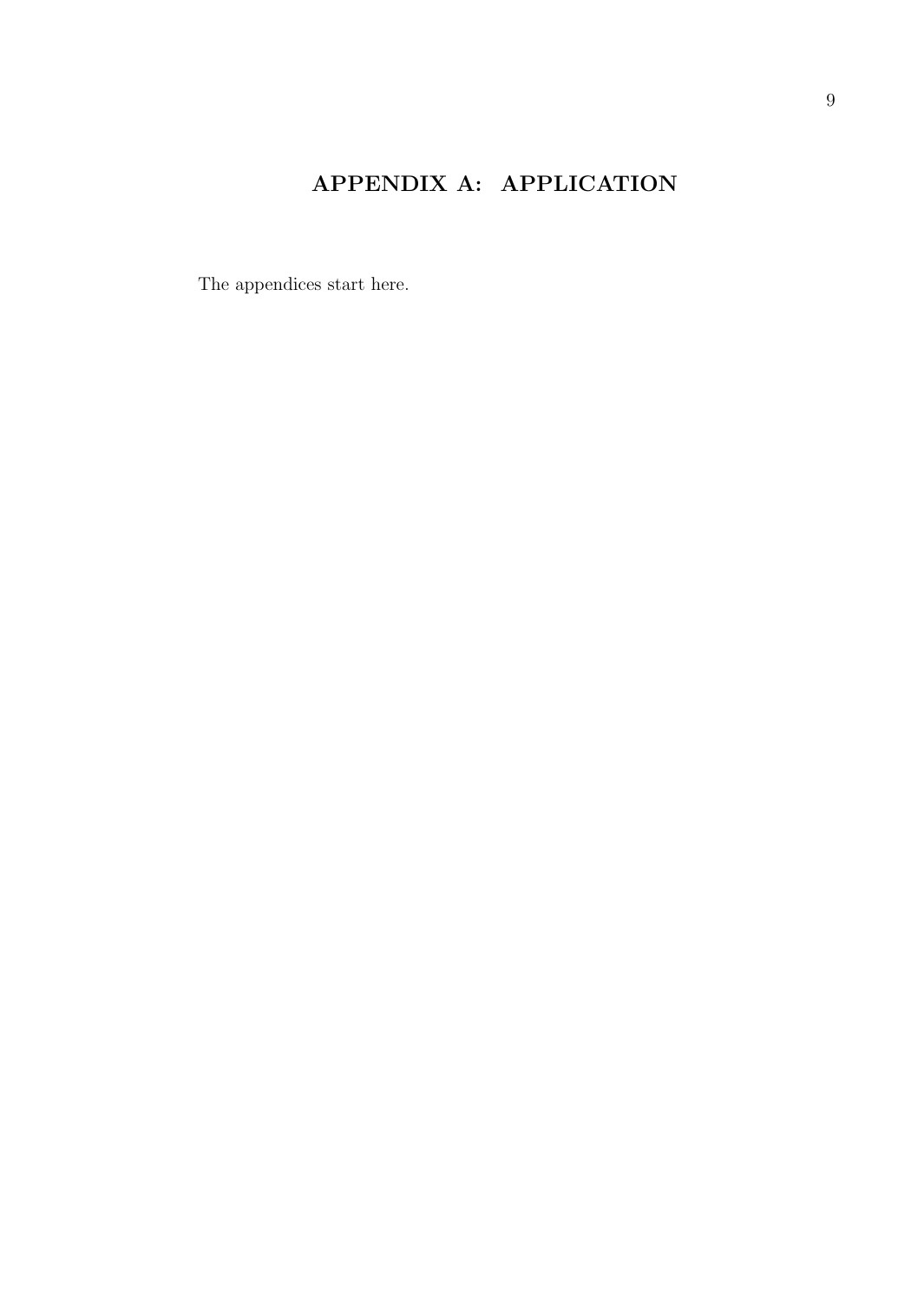# APPENDIX A: APPLICATION

The appendices start here.